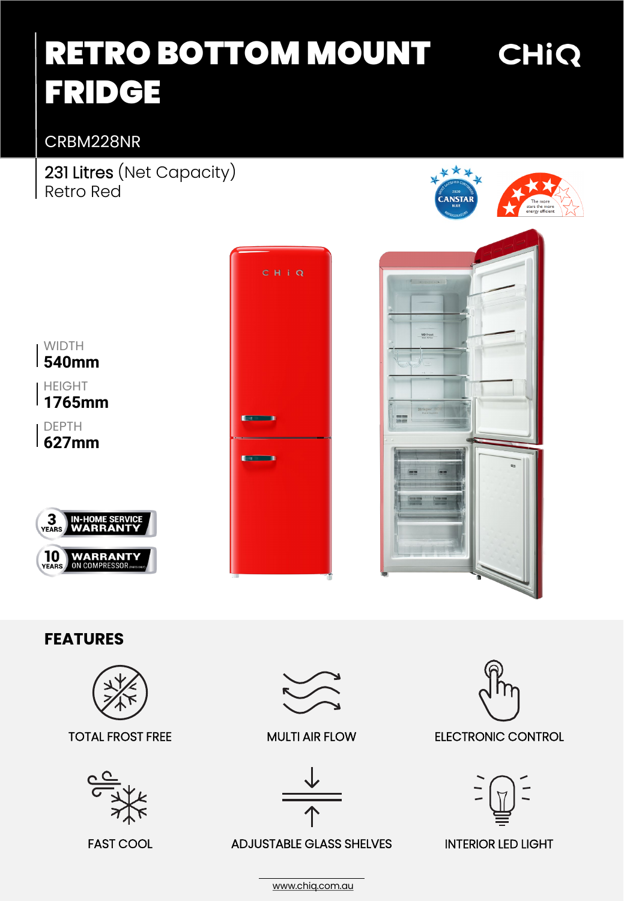# RETRO BOTTOM MOUNT FRIDGE

CHiQ

CRBM228NR

231 Litres (Net Capacity)
Retro Red

WIDTH
**540mm**

HEIGHT
**1765mm**

DEPTH
**627mm**

3 YEARS IN-HOME SERVICE WARRANTY

10 YEARS WARRANTY ON COMPRESSOR

## FEATURES

- TOTAL FROST FREE
- MULTI AIR FLOW
- ELECTRONIC CONTROL
- FAST COOL
- ADJUSTABLE GLASS SHELVES
- INTERIOR LED LIGHT

www.chiq.com.au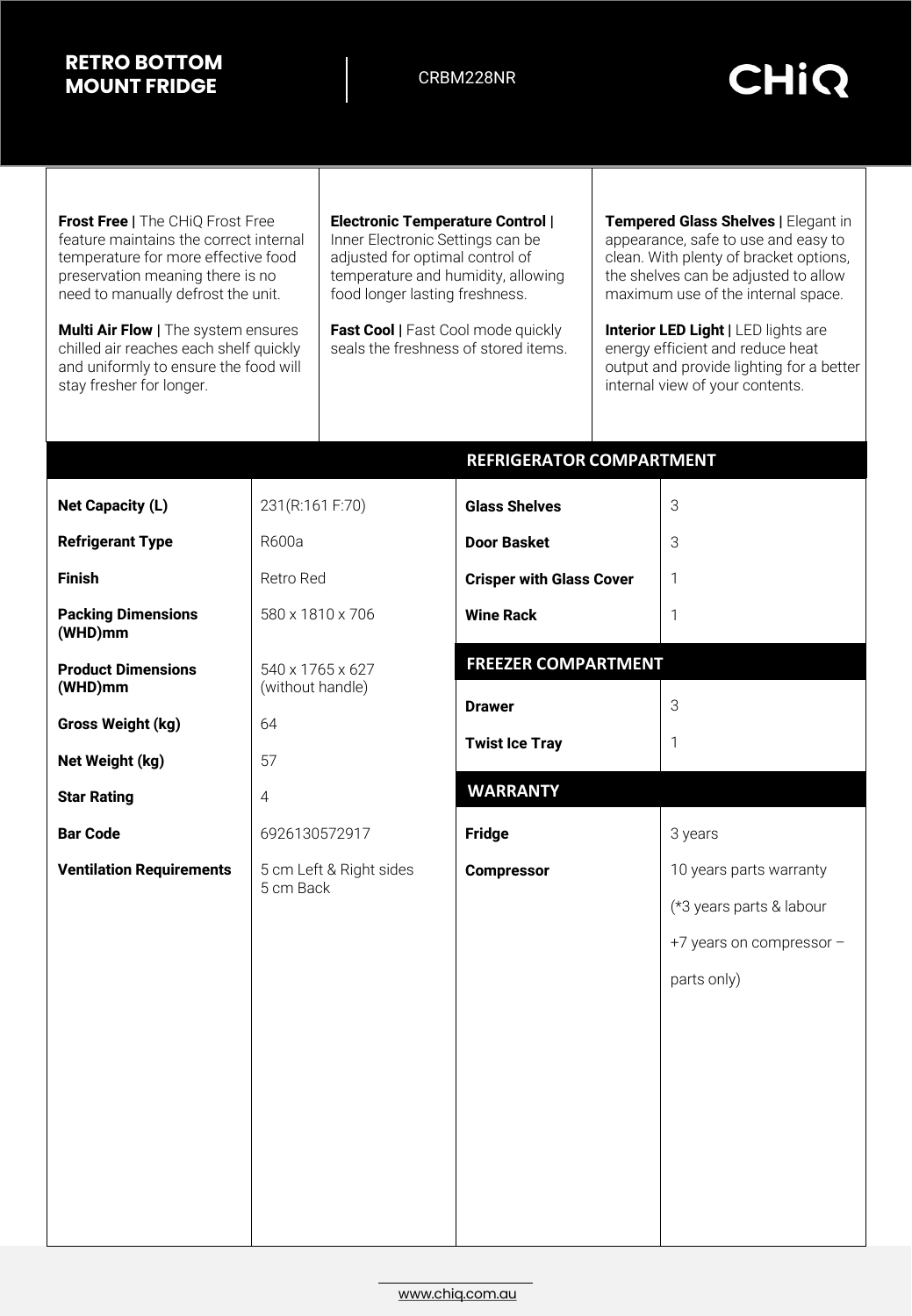# RETRO BOTTOM MOUNT FRIDGE

CRBM228NR

CHiQ

**Frost Free |** The CHiQ Frost Free feature maintains the correct internal temperature for more effective food preservation meaning there is no need to manually defrost the unit.

**Multi Air Flow |** The system ensures chilled air reaches each shelf quickly and uniformly to ensure the food will stay fresher for longer.

**Electronic Temperature Control |** Inner Electronic Settings can be adjusted for optimal control of temperature and humidity, allowing food longer lasting freshness.

**Fast Cool |** Fast Cool mode quickly seals the freshness of stored items.

**Tempered Glass Shelves |** Elegant in appearance, safe to use and easy to clean. With plenty of bracket options, the shelves can be adjusted to allow maximum use of the internal space.

**Interior LED Light |** LED lights are energy efficient and reduce heat output and provide lighting for a better internal view of your contents.

| | |
|---|---|
| **Net Capacity (L)** | 231(R:161 F:70) |
| **Refrigerant Type** | R600a |
| **Finish** | Retro Red |
| **Packing Dimensions (WHD)mm** | 580 x 1810 x 706 |
| **Product Dimensions (WHD)mm** | 540 x 1765 x 627 (without handle) |
| **Gross Weight (kg)** | 64 |
| **Net Weight (kg)** | 57 |
| **Star Rating** | 4 |
| **Bar Code** | 6926130572917 |
| **Ventilation Requirements** | 5 cm Left & Right sides 5 cm Back |

## REFRIGERATOR COMPARTMENT

| | |
|---|---|
| **Glass Shelves** | 3 |
| **Door Basket** | 3 |
| **Crisper with Glass Cover** | 1 |
| **Wine Rack** | 1 |

## FREEZER COMPARTMENT

| | |
|---|---|
| **Drawer** | 3 |
| **Twist Ice Tray** | 1 |

## WARRANTY

| | |
|---|---|
| **Fridge** | 3 years |
| **Compressor** | 10 years parts warranty (*3 years parts & labour +7 years on compressor – parts only) |

www.chiq.com.au